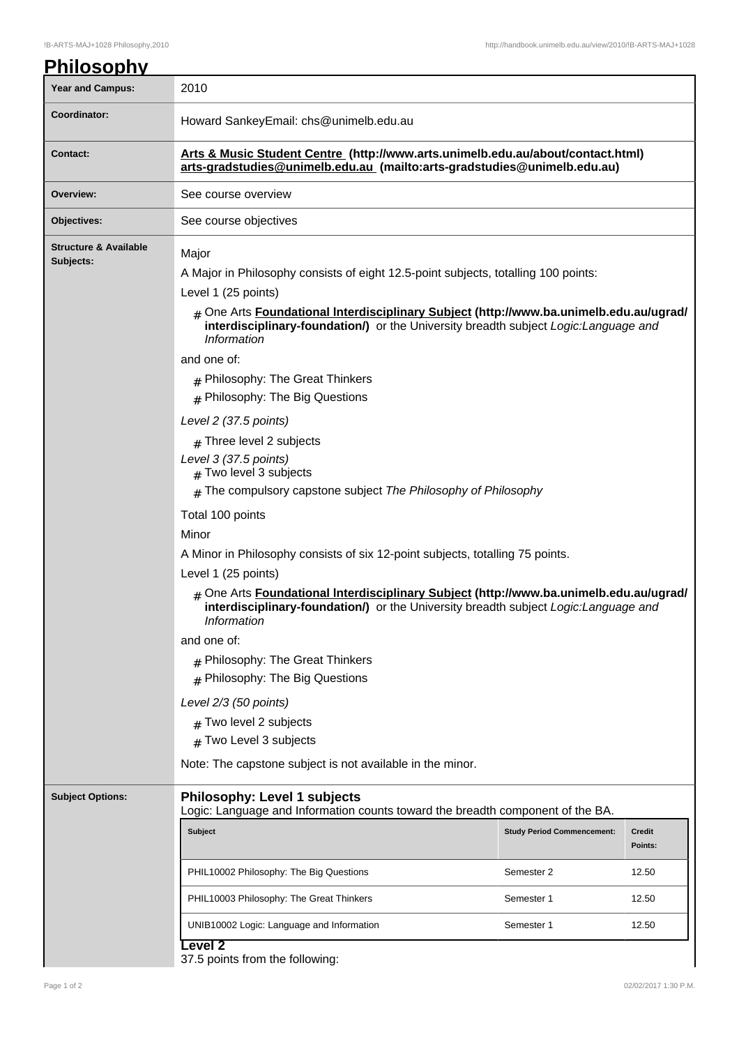# Philosophy

| | |
|---|---|
| **Year and Campus:** | 2010 |
| **Coordinator:** | Howard SankeyEmail: chs@unimelb.edu.au |
| **Contact:** | **Arts & Music Student Centre (http://www.arts.unimelb.edu.au/about/contact.html) arts-gradstudies@unimelb.edu.au (mailto:arts-gradstudies@unimelb.edu.au)** |
| **Overview:** | See course overview |
| **Objectives:** | See course objectives |

**Structure & Available Subjects:**

Major

A Major in Philosophy consists of eight 12.5-point subjects, totalling 100 points:

Level 1 (25 points)

- One Arts **Foundational Interdisciplinary Subject (http://www.ba.unimelb.edu.au/ugrad/interdisciplinary-foundation/)** or the University breadth subject *Logic:Language and Information*

and one of:

- Philosophy: The Great Thinkers
- Philosophy: The Big Questions

*Level 2 (37.5 points)*

- Three level 2 subjects

*Level 3 (37.5 points)*

- Two level 3 subjects
- The compulsory capstone subject *The Philosophy of Philosophy*

Total 100 points

Minor

A Minor in Philosophy consists of six 12-point subjects, totalling 75 points.

Level 1 (25 points)

- One Arts **Foundational Interdisciplinary Subject (http://www.ba.unimelb.edu.au/ugrad/interdisciplinary-foundation/)** or the University breadth subject *Logic:Language and Information*

and one of:

- Philosophy: The Great Thinkers
- Philosophy: The Big Questions

*Level 2/3 (50 points)*

- Two level 2 subjects
- Two Level 3 subjects

Note: The capstone subject is not available in the minor.

**Subject Options:**

### Philosophy: Level 1 subjects

Logic: Language and Information counts toward the breadth component of the BA.

| Subject | Study Period Commencement: | Credit Points: |
|---|---|---|
| PHIL10002 Philosophy: The Big Questions | Semester 2 | 12.50 |
| PHIL10003 Philosophy: The Great Thinkers | Semester 1 | 12.50 |
| UNIB10002 Logic: Language and Information | Semester 1 | 12.50 |

### Level 2

37.5 points from the following: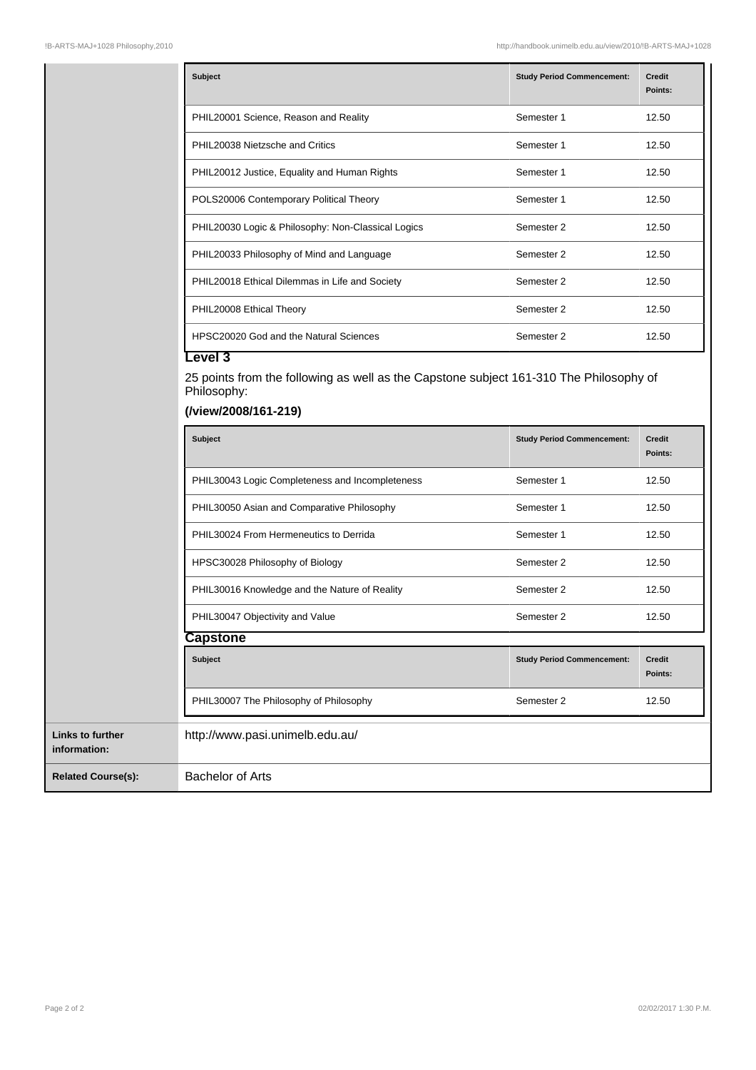| Subject | Study Period Commencement: | Credit Points: |
| --- | --- | --- |
| PHIL20001 Science, Reason and Reality | Semester 1 | 12.50 |
| PHIL20038 Nietzsche and Critics | Semester 1 | 12.50 |
| PHIL20012 Justice, Equality and Human Rights | Semester 1 | 12.50 |
| POLS20006 Contemporary Political Theory | Semester 1 | 12.50 |
| PHIL20030 Logic & Philosophy: Non-Classical Logics | Semester 2 | 12.50 |
| PHIL20033 Philosophy of Mind and Language | Semester 2 | 12.50 |
| PHIL20018 Ethical Dilemmas in Life and Society | Semester 2 | 12.50 |
| PHIL20008 Ethical Theory | Semester 2 | 12.50 |
| HPSC20020 God and the Natural Sciences | Semester 2 | 12.50 |

## Level 3

25 points from the following as well as the Capstone subject 161-310 The Philosophy of Philosophy:

**(/view/2008/161-219)**

| Subject | Study Period Commencement: | Credit Points: |
| --- | --- | --- |
| PHIL30043 Logic Completeness and Incompleteness | Semester 1 | 12.50 |
| PHIL30050 Asian and Comparative Philosophy | Semester 1 | 12.50 |
| PHIL30024 From Hermeneutics to Derrida | Semester 1 | 12.50 |
| HPSC30028 Philosophy of Biology | Semester 2 | 12.50 |
| PHIL30016 Knowledge and the Nature of Reality | Semester 2 | 12.50 |
| PHIL30047 Objectivity and Value | Semester 2 | 12.50 |

## Capstone

| Subject | Study Period Commencement: | Credit Points: |
| --- | --- | --- |
| PHIL30007 The Philosophy of Philosophy | Semester 2 | 12.50 |

| | |
| --- | --- |
| **Links to further information:** | http://www.pasi.unimelb.edu.au/ |
| **Related Course(s):** | Bachelor of Arts |